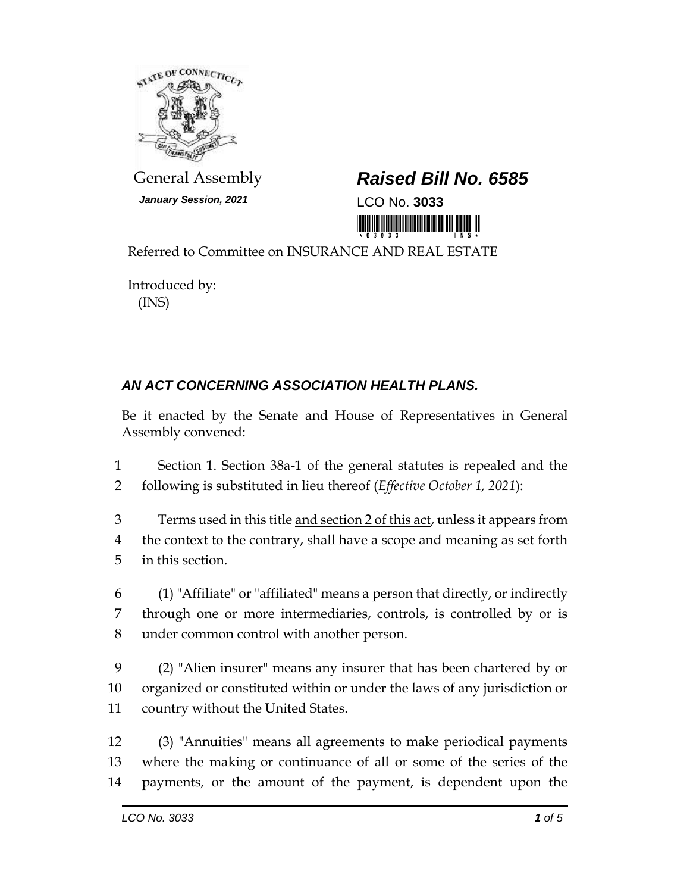General Assembly

***Raised Bill No. 6585***

***January Session, 2021***

LCO No. **3033**

Referred to Committee on INSURANCE AND REAL ESTATE

Introduced by:
(INS)

## *AN ACT CONCERNING ASSOCIATION HEALTH PLANS.*

Be it enacted by the Senate and House of Representatives in General Assembly convened:

1 Section 1. Section 38a-1 of the general statutes is repealed and the
2 following is substituted in lieu thereof (*Effective October 1, 2021*):

3 Terms used in this title <u>and section 2 of this act</u>, unless it appears from
4 the context to the contrary, shall have a scope and meaning as set forth
5 in this section.

6 (1) "Affiliate" or "affiliated" means a person that directly, or indirectly
7 through one or more intermediaries, controls, is controlled by or is
8 under common control with another person.

9 (2) "Alien insurer" means any insurer that has been chartered by or
10 organized or constituted within or under the laws of any jurisdiction or
11 country without the United States.

12 (3) "Annuities" means all agreements to make periodical payments
13 where the making or continuance of all or some of the series of the
14 payments, or the amount of the payment, is dependent upon the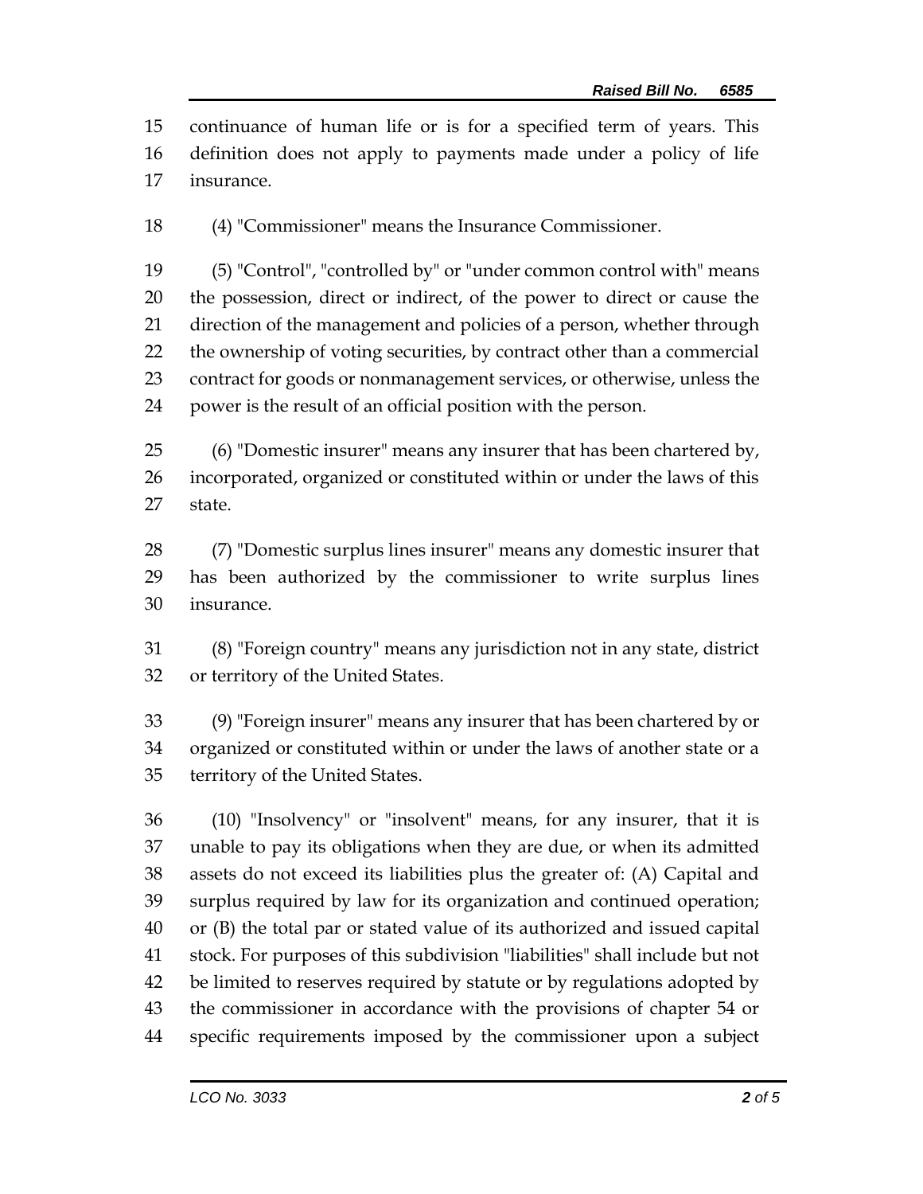continuance of human life or is for a specified term of years. This definition does not apply to payments made under a policy of life insurance.

(4) "Commissioner" means the Insurance Commissioner.

(5) "Control", "controlled by" or "under common control with" means the possession, direct or indirect, of the power to direct or cause the direction of the management and policies of a person, whether through the ownership of voting securities, by contract other than a commercial contract for goods or nonmanagement services, or otherwise, unless the power is the result of an official position with the person.

(6) "Domestic insurer" means any insurer that has been chartered by, incorporated, organized or constituted within or under the laws of this state.

(7) "Domestic surplus lines insurer" means any domestic insurer that has been authorized by the commissioner to write surplus lines insurance.

(8) "Foreign country" means any jurisdiction not in any state, district or territory of the United States.

(9) "Foreign insurer" means any insurer that has been chartered by or organized or constituted within or under the laws of another state or a territory of the United States.

(10) "Insolvency" or "insolvent" means, for any insurer, that it is unable to pay its obligations when they are due, or when its admitted assets do not exceed its liabilities plus the greater of: (A) Capital and surplus required by law for its organization and continued operation; or (B) the total par or stated value of its authorized and issued capital stock. For purposes of this subdivision "liabilities" shall include but not be limited to reserves required by statute or by regulations adopted by the commissioner in accordance with the provisions of chapter 54 or specific requirements imposed by the commissioner upon a subject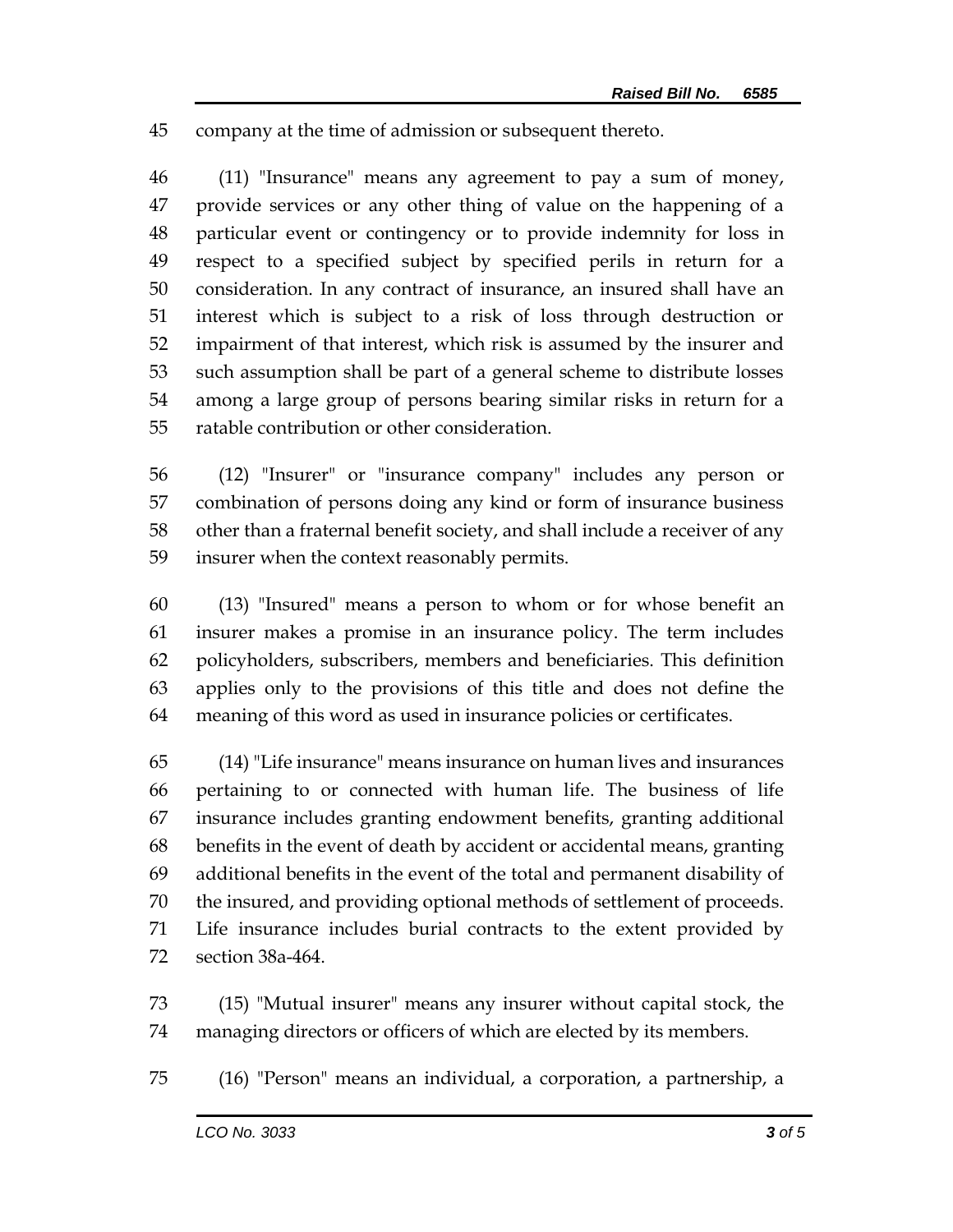company at the time of admission or subsequent thereto.

(11) "Insurance" means any agreement to pay a sum of money, provide services or any other thing of value on the happening of a particular event or contingency or to provide indemnity for loss in respect to a specified subject by specified perils in return for a consideration. In any contract of insurance, an insured shall have an interest which is subject to a risk of loss through destruction or impairment of that interest, which risk is assumed by the insurer and such assumption shall be part of a general scheme to distribute losses among a large group of persons bearing similar risks in return for a ratable contribution or other consideration.

(12) "Insurer" or "insurance company" includes any person or combination of persons doing any kind or form of insurance business other than a fraternal benefit society, and shall include a receiver of any insurer when the context reasonably permits.

(13) "Insured" means a person to whom or for whose benefit an insurer makes a promise in an insurance policy. The term includes policyholders, subscribers, members and beneficiaries. This definition applies only to the provisions of this title and does not define the meaning of this word as used in insurance policies or certificates.

(14) "Life insurance" means insurance on human lives and insurances pertaining to or connected with human life. The business of life insurance includes granting endowment benefits, granting additional benefits in the event of death by accident or accidental means, granting additional benefits in the event of the total and permanent disability of the insured, and providing optional methods of settlement of proceeds. Life insurance includes burial contracts to the extent provided by section 38a-464.

(15) "Mutual insurer" means any insurer without capital stock, the managing directors or officers of which are elected by its members.

(16) "Person" means an individual, a corporation, a partnership, a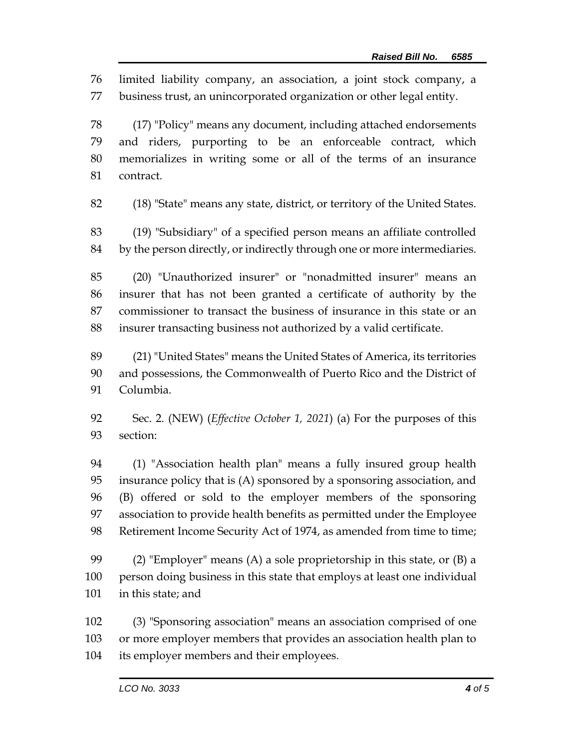limited liability company, an association, a joint stock company, a business trust, an unincorporated organization or other legal entity.

(17) "Policy" means any document, including attached endorsements and riders, purporting to be an enforceable contract, which memorializes in writing some or all of the terms of an insurance contract.

(18) "State" means any state, district, or territory of the United States.

(19) "Subsidiary" of a specified person means an affiliate controlled by the person directly, or indirectly through one or more intermediaries.

(20) "Unauthorized insurer" or "nonadmitted insurer" means an insurer that has not been granted a certificate of authority by the commissioner to transact the business of insurance in this state or an insurer transacting business not authorized by a valid certificate.

(21) "United States" means the United States of America, its territories and possessions, the Commonwealth of Puerto Rico and the District of Columbia.

Sec. 2. (NEW) (*Effective October 1, 2021*) (a) For the purposes of this section:

(1) "Association health plan" means a fully insured group health insurance policy that is (A) sponsored by a sponsoring association, and (B) offered or sold to the employer members of the sponsoring association to provide health benefits as permitted under the Employee Retirement Income Security Act of 1974, as amended from time to time;

(2) "Employer" means (A) a sole proprietorship in this state, or (B) a person doing business in this state that employs at least one individual in this state; and

(3) "Sponsoring association" means an association comprised of one or more employer members that provides an association health plan to its employer members and their employees.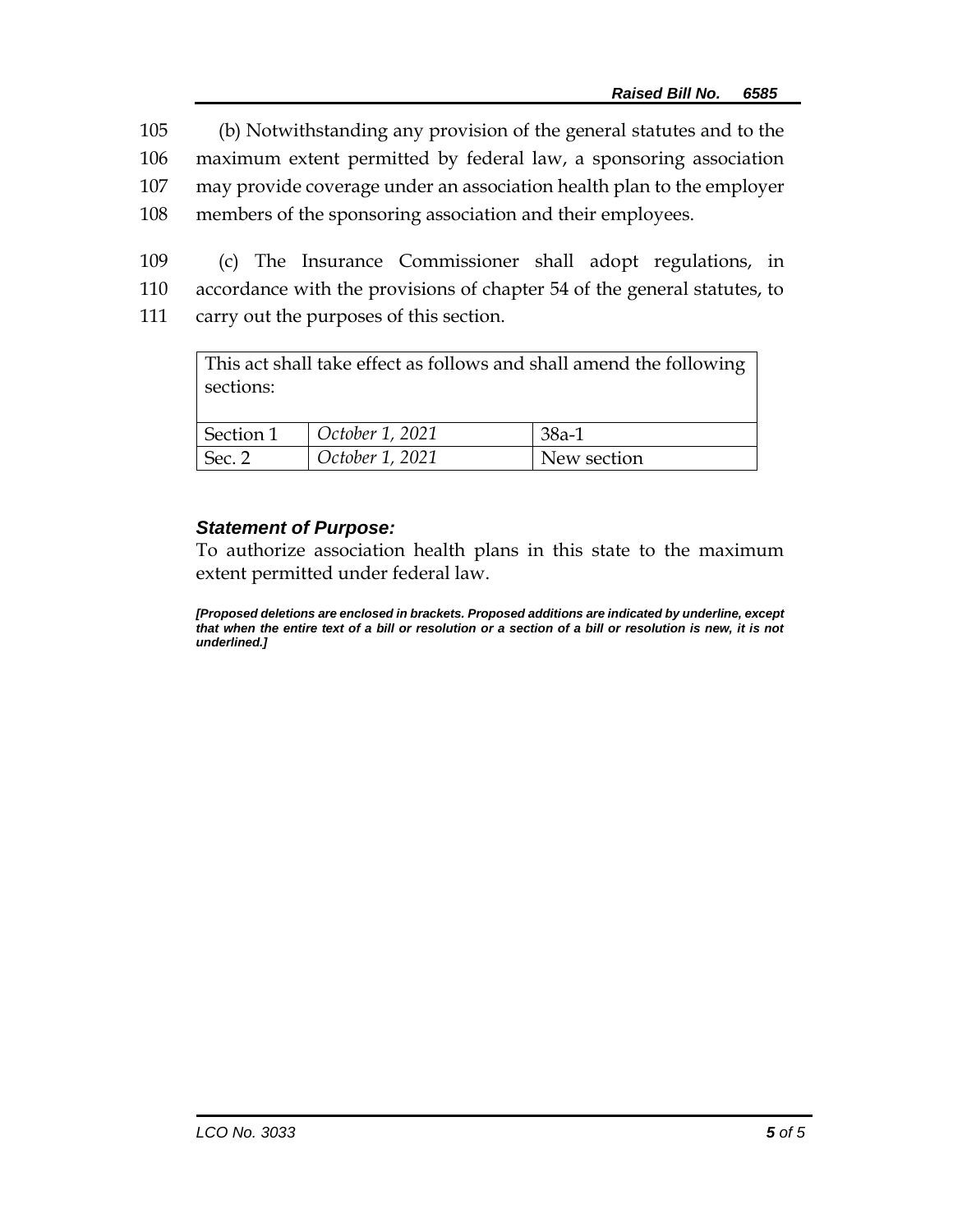105 (b) Notwithstanding any provision of the general statutes and to the
106 maximum extent permitted by federal law, a sponsoring association
107 may provide coverage under an association health plan to the employer
108 members of the sponsoring association and their employees.

109 (c) The Insurance Commissioner shall adopt regulations, in
110 accordance with the provisions of chapter 54 of the general statutes, to
111 carry out the purposes of this section.

| This act shall take effect as follows and shall amend the following sections: | | |
|---|---|---|
| Section 1 | *October 1, 2021* | 38a-1 |
| Sec. 2 | *October 1, 2021* | New section |

### *Statement of Purpose:*

To authorize association health plans in this state to the maximum extent permitted under federal law.

***[Proposed deletions are enclosed in brackets. Proposed additions are indicated by underline, except that when the entire text of a bill or resolution or a section of a bill or resolution is new, it is not underlined.]***